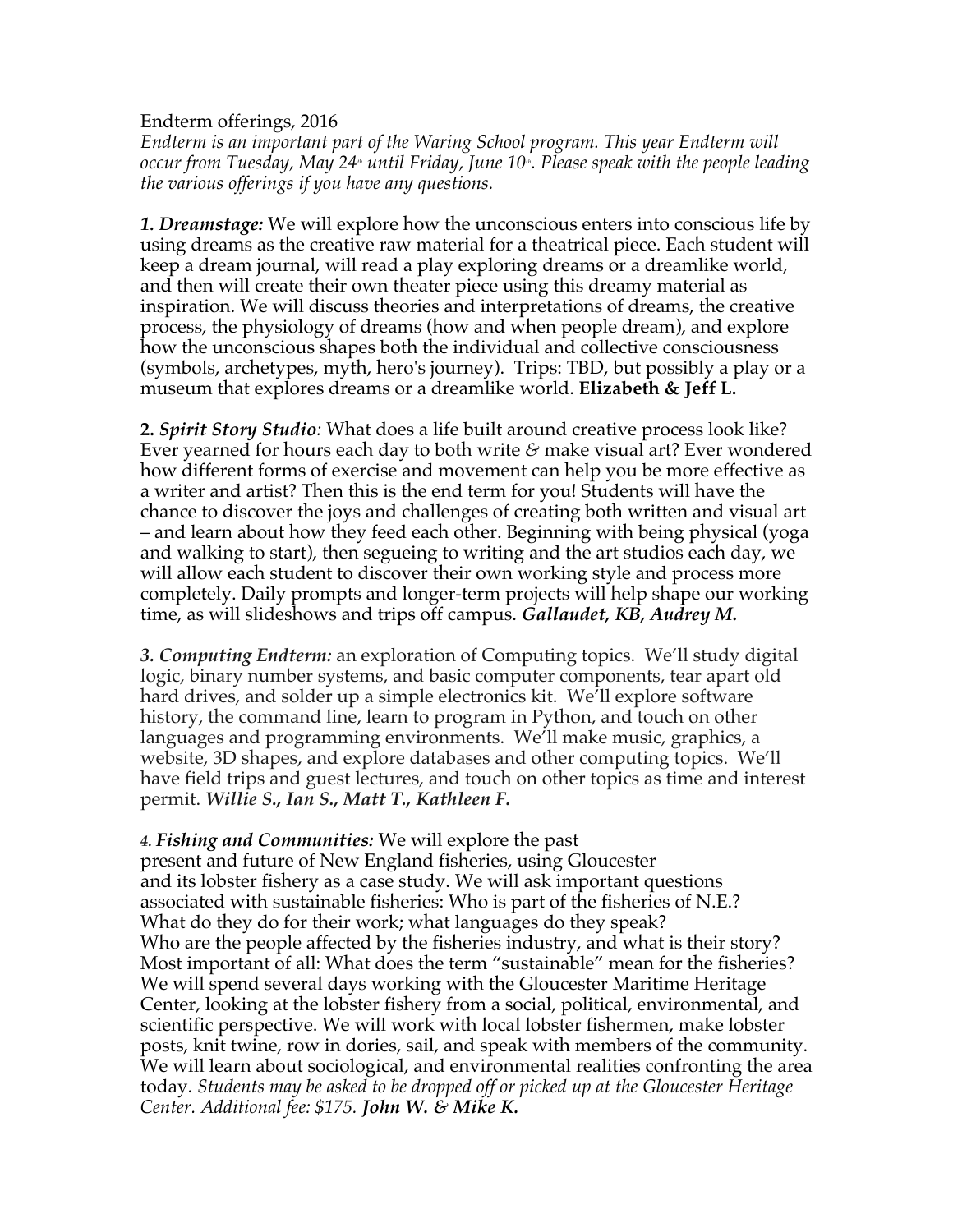Endterm offerings, 2016

*Endterm is an important part of the Waring School program. This year Endterm will occur from Tuesday, May 24th until Friday, June 10th. Please speak with the people leading the various offerings if you have any questions.*

***1. Dreamstage:*** We will explore how the unconscious enters into conscious life by using dreams as the creative raw material for a theatrical piece. Each student will keep a dream journal, will read a play exploring dreams or a dreamlike world, and then will create their own theater piece using this dreamy material as inspiration. We will discuss theories and interpretations of dreams, the creative process, the physiology of dreams (how and when people dream), and explore how the unconscious shapes both the individual and collective consciousness (symbols, archetypes, myth, hero's journey). Trips: TBD, but possibly a play or a museum that explores dreams or a dreamlike world. **Elizabeth & Jeff L.**

**2.** ***Spirit Story Studio:*** What does a life built around creative process look like? Ever yearned for hours each day to both write *&* make visual art? Ever wondered how different forms of exercise and movement can help you be more effective as a writer and artist? Then this is the end term for you! Students will have the chance to discover the joys and challenges of creating both written and visual art – and learn about how they feed each other. Beginning with being physical (yoga and walking to start), then segueing to writing and the art studios each day, we will allow each student to discover their own working style and process more completely. Daily prompts and longer-term projects will help shape our working time, as will slideshows and trips off campus. ***Gallaudet, KB, Audrey M.***

***3. Computing Endterm:*** an exploration of Computing topics. We'll study digital logic, binary number systems, and basic computer components, tear apart old hard drives, and solder up a simple electronics kit. We'll explore software history, the command line, learn to program in Python, and touch on other languages and programming environments. We'll make music, graphics, a website, 3D shapes, and explore databases and other computing topics. We'll have field trips and guest lectures, and touch on other topics as time and interest permit. ***Willie S., Ian S., Matt T., Kathleen F.***

***4. Fishing and Communities:*** We will explore the past present and future of New England fisheries, using Gloucester and its lobster fishery as a case study. We will ask important questions associated with sustainable fisheries: Who is part of the fisheries of N.E.? What do they do for their work; what languages do they speak? Who are the people affected by the fisheries industry, and what is their story? Most important of all: What does the term "sustainable" mean for the fisheries? We will spend several days working with the Gloucester Maritime Heritage Center, looking at the lobster fishery from a social, political, environmental, and scientific perspective. We will work with local lobster fishermen, make lobster posts, knit twine, row in dories, sail, and speak with members of the community. We will learn about sociological, and environmental realities confronting the area today. *Students may be asked to be dropped off or picked up at the Gloucester Heritage Center. Additional fee: $175.* ***John W. & Mike K.***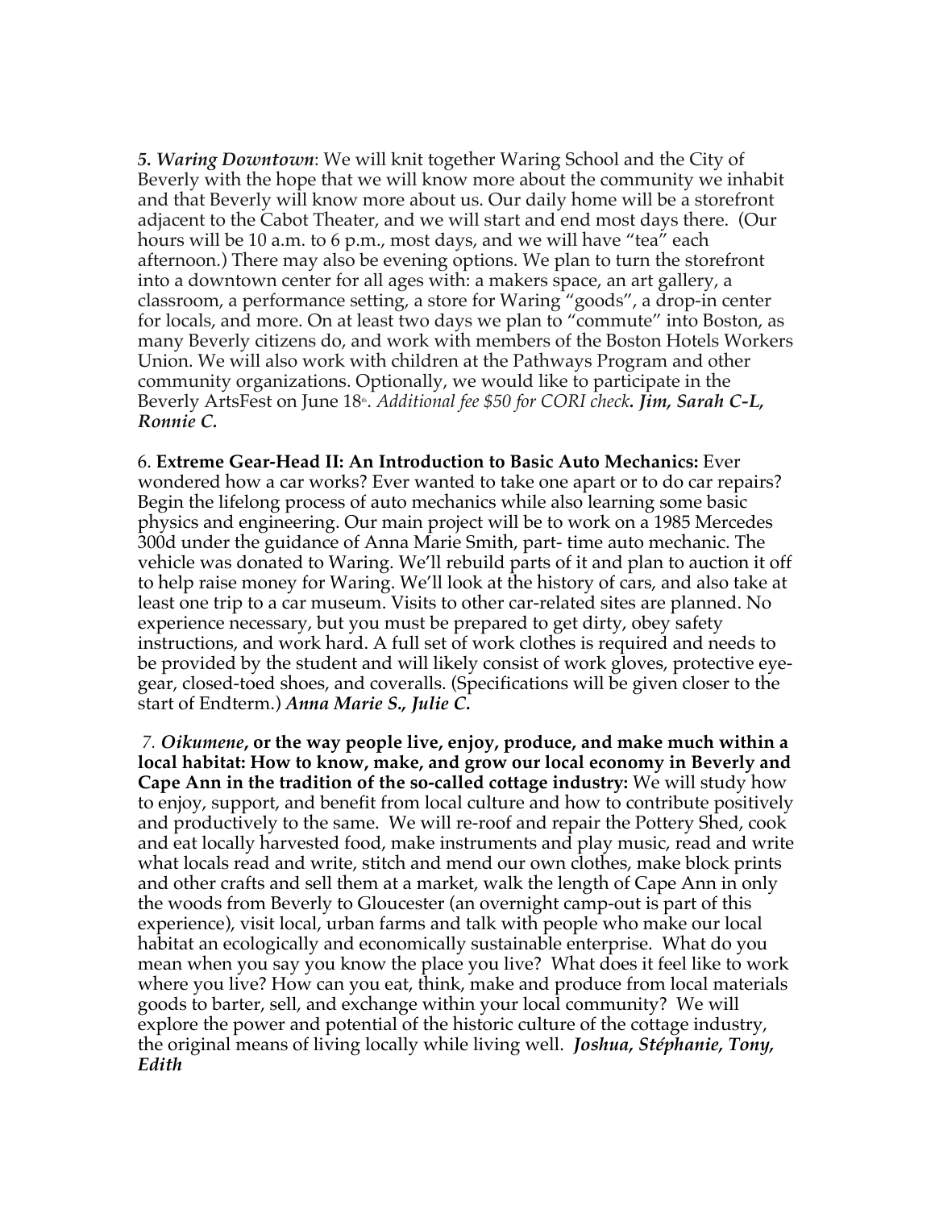***5. Waring Downtown***: We will knit together Waring School and the City of Beverly with the hope that we will know more about the community we inhabit and that Beverly will know more about us. Our daily home will be a storefront adjacent to the Cabot Theater, and we will start and end most days there. (Our hours will be 10 a.m. to 6 p.m., most days, and we will have "tea" each afternoon.) There may also be evening options. We plan to turn the storefront into a downtown center for all ages with: a makers space, an art gallery, a classroom, a performance setting, a store for Waring "goods", a drop-in center for locals, and more. On at least two days we plan to "commute" into Boston, as many Beverly citizens do, and work with members of the Boston Hotels Workers Union. We will also work with children at the Pathways Program and other community organizations. Optionally, we would like to participate in the Beverly ArtsFest on June 18th. *Additional fee $50 for CORI check.* ***Jim, Sarah C-L, Ronnie C.***

6. **Extreme Gear-Head II: An Introduction to Basic Auto Mechanics:** Ever wondered how a car works? Ever wanted to take one apart or to do car repairs? Begin the lifelong process of auto mechanics while also learning some basic physics and engineering. Our main project will be to work on a 1985 Mercedes 300d under the guidance of Anna Marie Smith, part- time auto mechanic. The vehicle was donated to Waring. We'll rebuild parts of it and plan to auction it off to help raise money for Waring. We'll look at the history of cars, and also take at least one trip to a car museum. Visits to other car-related sites are planned. No experience necessary, but you must be prepared to get dirty, obey safety instructions, and work hard. A full set of work clothes is required and needs to be provided by the student and will likely consist of work gloves, protective eye-gear, closed-toed shoes, and coveralls. (Specifications will be given closer to the start of Endterm.) ***Anna Marie S., Julie C.***

*7.* ***Oikumene*****, or the way people live, enjoy, produce, and make much within a local habitat: How to know, make, and grow our local economy in Beverly and Cape Ann in the tradition of the so-called cottage industry:** We will study how to enjoy, support, and benefit from local culture and how to contribute positively and productively to the same. We will re-roof and repair the Pottery Shed, cook and eat locally harvested food, make instruments and play music, read and write what locals read and write, stitch and mend our own clothes, make block prints and other crafts and sell them at a market, walk the length of Cape Ann in only the woods from Beverly to Gloucester (an overnight camp-out is part of this experience), visit local, urban farms and talk with people who make our local habitat an ecologically and economically sustainable enterprise. What do you mean when you say you know the place you live? What does it feel like to work where you live? How can you eat, think, make and produce from local materials goods to barter, sell, and exchange within your local community? We will explore the power and potential of the historic culture of the cottage industry, the original means of living locally while living well. ***Joshua, Stéphanie, Tony, Edith***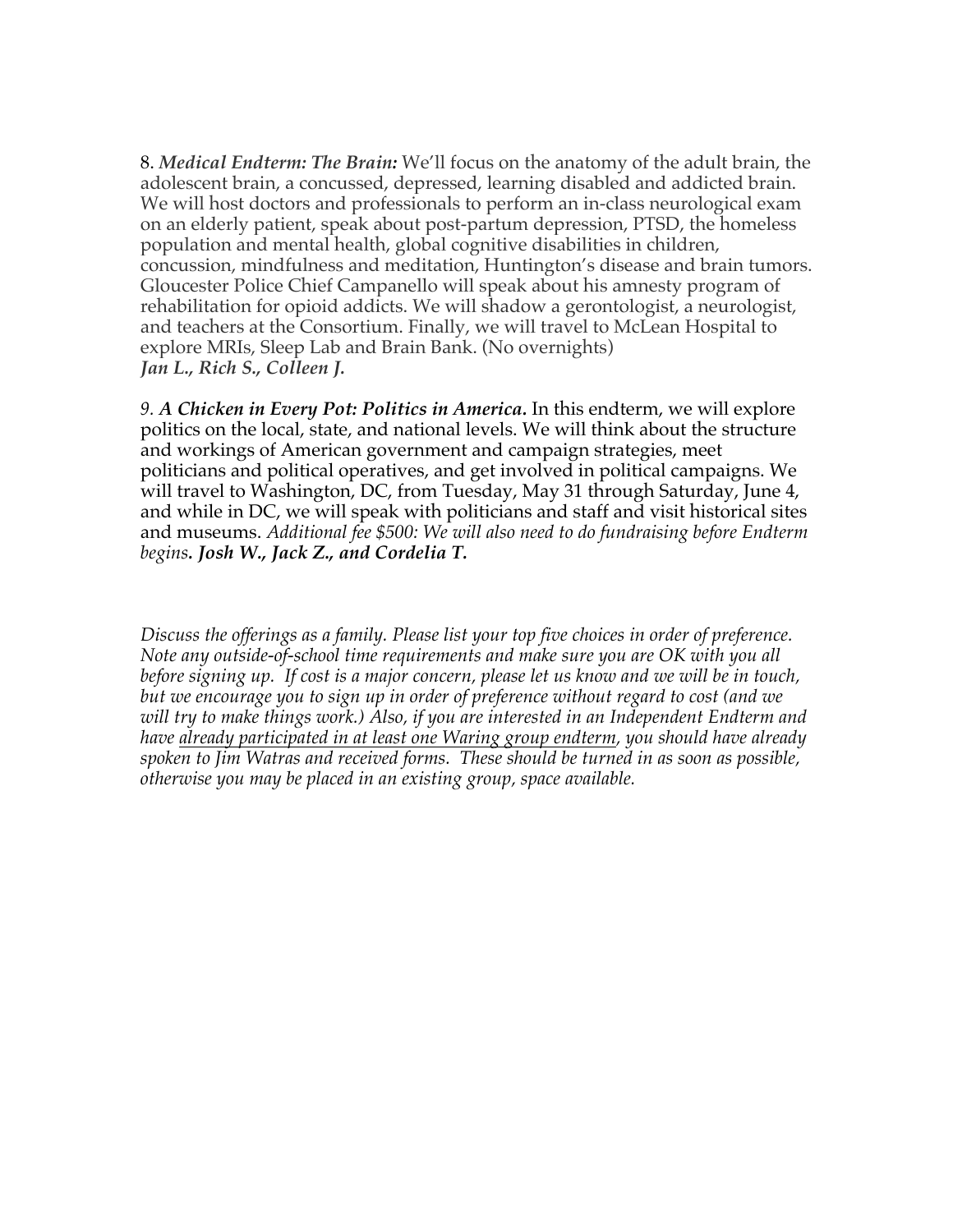8. ***Medical Endterm: The Brain:*** We'll focus on the anatomy of the adult brain, the adolescent brain, a concussed, depressed, learning disabled and addicted brain. We will host doctors and professionals to perform an in-class neurological exam on an elderly patient, speak about post-partum depression, PTSD, the homeless population and mental health, global cognitive disabilities in children, concussion, mindfulness and meditation, Huntington's disease and brain tumors. Gloucester Police Chief Campanello will speak about his amnesty program of rehabilitation for opioid addicts. We will shadow a gerontologist, a neurologist, and teachers at the Consortium. Finally, we will travel to McLean Hospital to explore MRIs, Sleep Lab and Brain Bank. (No overnights)
***Jan L., Rich S., Colleen J.***

*9.* ***A Chicken in Every Pot: Politics in America*****.** In this endterm, we will explore politics on the local, state, and national levels. We will think about the structure and workings of American government and campaign strategies, meet politicians and political operatives, and get involved in political campaigns. We will travel to Washington, DC, from Tuesday, May 31 through Saturday, June 4, and while in DC, we will speak with politicians and staff and visit historical sites and museums. *Additional fee $500: We will also need to do fundraising before Endterm begins****. Josh W., Jack Z., and Cordelia T.***

*Discuss the offerings as a family. Please list your top five choices in order of preference. Note any outside-of-school time requirements and make sure you are OK with you all before signing up. If cost is a major concern, please let us know and we will be in touch, but we encourage you to sign up in order of preference without regard to cost (and we will try to make things work.) Also, if you are interested in an Independent Endterm and have <u>already participated in at least one Waring group endterm</u>, you should have already spoken to Jim Watras and received forms. These should be turned in as soon as possible, otherwise you may be placed in an existing group, space available.*